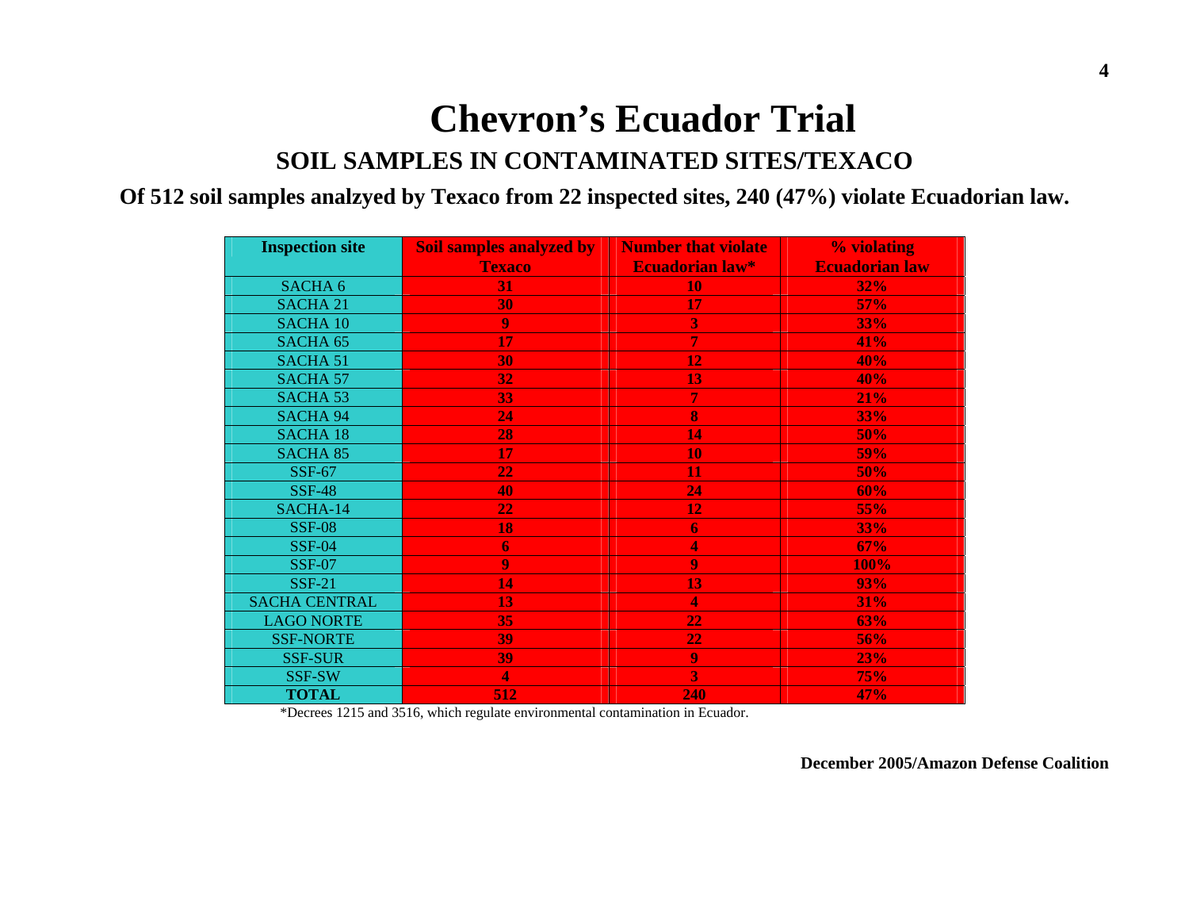# Chevron's Ecuador Trial

## SOIL SAMPLES IN CONTAMINATED SITES/TEXACO

**Of 512 soil samples analzyed by Texaco from 22 inspected sites, 240 (47%) violate Ecuadorian law.**

| Inspection site | Soil samples analyzed by Texaco | Number that violate Ecuadorian law* | % violating Ecuadorian law |
|---|---|---|---|
| SACHA 6 | 31 | 10 | 32% |
| SACHA 21 | 30 | 17 | 57% |
| SACHA 10 | 9 | 3 | 33% |
| SACHA 65 | 17 | 7 | 41% |
| SACHA 51 | 30 | 12 | 40% |
| SACHA 57 | 32 | 13 | 40% |
| SACHA 53 | 33 | 7 | 21% |
| SACHA 94 | 24 | 8 | 33% |
| SACHA 18 | 28 | 14 | 50% |
| SACHA 85 | 17 | 10 | 59% |
| SSF-67 | 22 | 11 | 50% |
| SSF-48 | 40 | 24 | 60% |
| SACHA-14 | 22 | 12 | 55% |
| SSF-08 | 18 | 6 | 33% |
| SSF-04 | 6 | 4 | 67% |
| SSF-07 | 9 | 9 | 100% |
| SSF-21 | 14 | 13 | 93% |
| SACHA CENTRAL | 13 | 4 | 31% |
| LAGO NORTE | 35 | 22 | 63% |
| SSF-NORTE | 39 | 22 | 56% |
| SSF-SUR | 39 | 9 | 23% |
| SSF-SW | 4 | 3 | 75% |
| **TOTAL** | **512** | **240** | **47%** |

*Decrees 1215 and 3516, which regulate environmental contamination in Ecuador.

**December 2005/Amazon Defense Coalition**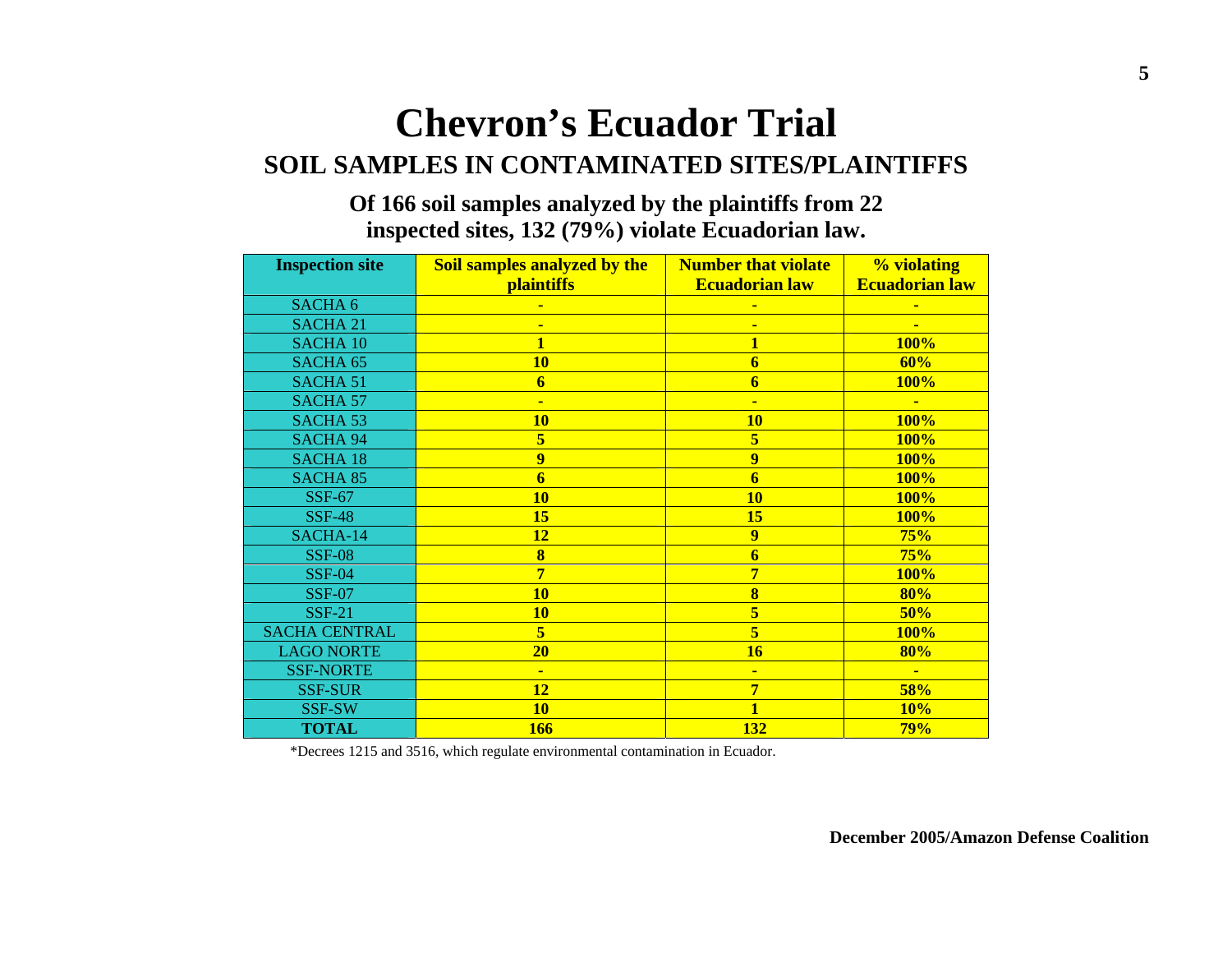# Chevron's Ecuador Trial

## SOIL SAMPLES IN CONTAMINATED SITES/PLAINTIFFS

**Of 166 soil samples analyzed by the plaintiffs from 22 inspected sites, 132 (79%) violate Ecuadorian law.**

| Inspection site | Soil samples analyzed by the plaintiffs | Number that violate Ecuadorian law | % violating Ecuadorian law |
|---|---|---|---|
| SACHA 6 | - | - | - |
| SACHA 21 | - | - | - |
| SACHA 10 | 1 | 1 | 100% |
| SACHA 65 | 10 | 6 | 60% |
| SACHA 51 | 6 | 6 | 100% |
| SACHA 57 | - | - | - |
| SACHA 53 | 10 | 10 | 100% |
| SACHA 94 | 5 | 5 | 100% |
| SACHA 18 | 9 | 9 | 100% |
| SACHA 85 | 6 | 6 | 100% |
| SSF-67 | 10 | 10 | 100% |
| SSF-48 | 15 | 15 | 100% |
| SACHA-14 | 12 | 9 | 75% |
| SSF-08 | 8 | 6 | 75% |
| SSF-04 | 7 | 7 | 100% |
| SSF-07 | 10 | 8 | 80% |
| SSF-21 | 10 | 5 | 50% |
| SACHA CENTRAL | 5 | 5 | 100% |
| LAGO NORTE | 20 | 16 | 80% |
| SSF-NORTE | - | - | - |
| SSF-SUR | 12 | 7 | 58% |
| SSF-SW | 10 | 1 | 10% |
| **TOTAL** | **166** | **132** | **79%** |

*Decrees 1215 and 3516, which regulate environmental contamination in Ecuador.

**December 2005/Amazon Defense Coalition**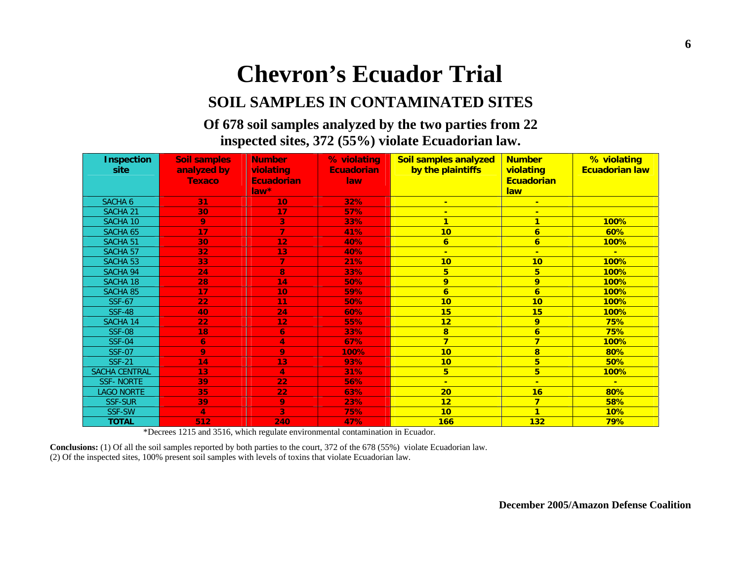# Chevron's Ecuador Trial

## SOIL SAMPLES IN CONTAMINATED SITES

### Of 678 soil samples analyzed by the two parties from 22 inspected sites, 372 (55%) violate Ecuadorian law.

| Inspection site | Soil samples analyzed by Texaco | Number violating Ecuadorian law* | % violating Ecuadorian law | Soil samples analyzed by the plaintiffs | Number violating Ecuadorian law | % violating Ecuadorian law |
|---|---|---|---|---|---|---|
| SACHA 6 | 31 | 10 | 32% | - | - | |
| SACHA 21 | 30 | 17 | 57% | - | - | |
| SACHA 10 | 9 | 3 | 33% | 1 | 1 | 100% |
| SACHA 65 | 17 | 7 | 41% | 10 | 6 | 60% |
| SACHA 51 | 30 | 12 | 40% | 6 | 6 | 100% |
| SACHA 57 | 32 | 13 | 40% | - | - | - |
| SACHA 53 | 33 | 7 | 21% | 10 | 10 | 100% |
| SACHA 94 | 24 | 8 | 33% | 5 | 5 | 100% |
| SACHA 18 | 28 | 14 | 50% | 9 | 9 | 100% |
| SACHA 85 | 17 | 10 | 59% | 6 | 6 | 100% |
| SSF-67 | 22 | 11 | 50% | 10 | 10 | 100% |
| SSF-48 | 40 | 24 | 60% | 15 | 15 | 100% |
| SACHA 14 | 22 | 12 | 55% | 12 | 9 | 75% |
| SSF-08 | 18 | 6 | 33% | 8 | 6 | 75% |
| SSF-04 | 6 | 4 | 67% | 7 | 7 | 100% |
| SSF-07 | 9 | 9 | 100% | 10 | 8 | 80% |
| SSF-21 | 14 | 13 | 93% | 10 | 5 | 50% |
| SACHA CENTRAL | 13 | 4 | 31% | 5 | 5 | 100% |
| SSF- NORTE | 39 | 22 | 56% | - | - | - |
| LAGO NORTE | 35 | 22 | 63% | 20 | 16 | 80% |
| SSF-SUR | 39 | 9 | 23% | 12 | 7 | 58% |
| SSF-SW | 4 | 3 | 75% | 10 | 1 | 10% |
| **TOTAL** | **512** | **240** | **47%** | **166** | **132** | **79%** |

*Decrees 1215 and 3516, which regulate environmental contamination in Ecuador.

**Conclusions:** (1) Of all the soil samples reported by both parties to the court, 372 of the 678 (55%) violate Ecuadorian law.
(2) Of the inspected sites, 100% present soil samples with levels of toxins that violate Ecuadorian law.

**December 2005/Amazon Defense Coalition**